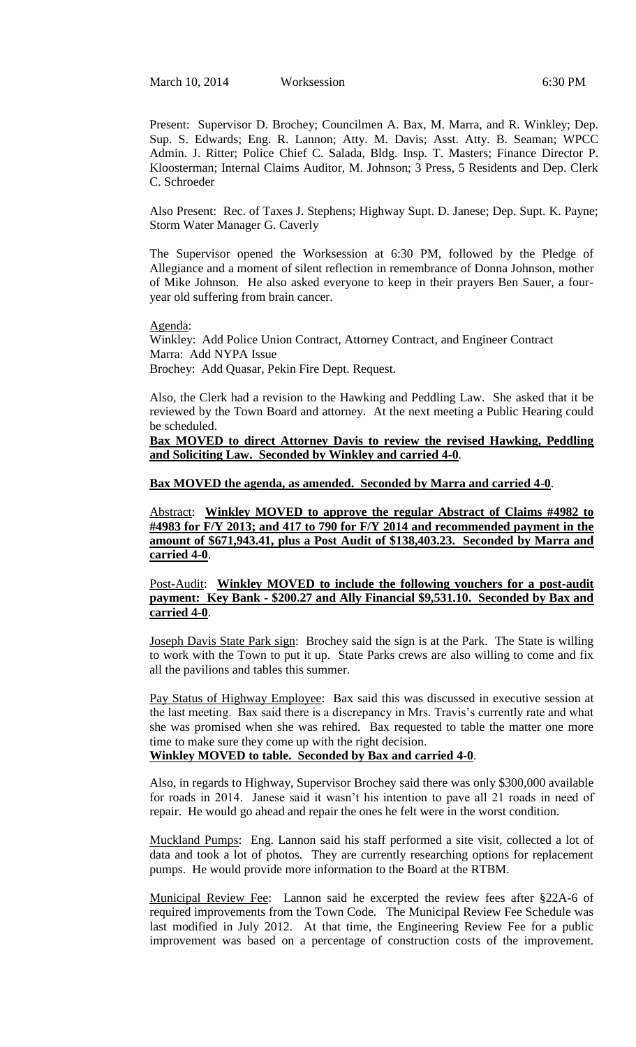March 10, 2014 Worksession 6:30 PM

Present: Supervisor D. Brochey; Councilmen A. Bax, M. Marra, and R. Winkley; Dep. Sup. S. Edwards; Eng. R. Lannon; Atty. M. Davis; Asst. Atty. B. Seaman; WPCC Admin. J. Ritter; Police Chief C. Salada, Bldg. Insp. T. Masters; Finance Director P. Kloosterman; Internal Claims Auditor, M. Johnson; 3 Press, 5 Residents and Dep. Clerk C. Schroeder

Also Present: Rec. of Taxes J. Stephens; Highway Supt. D. Janese; Dep. Supt. K. Payne; Storm Water Manager G. Caverly

The Supervisor opened the Worksession at 6:30 PM, followed by the Pledge of Allegiance and a moment of silent reflection in remembrance of Donna Johnson, mother of Mike Johnson. He also asked everyone to keep in their prayers Ben Sauer, a four-year old suffering from brain cancer.

Agenda:

Winkley: Add Police Union Contract, Attorney Contract, and Engineer Contract

Marra: Add NYPA Issue

Brochey: Add Quasar, Pekin Fire Dept. Request.

Also, the Clerk had a revision to the Hawking and Peddling Law. She asked that it be reviewed by the Town Board and attorney. At the next meeting a Public Hearing could be scheduled.

**Bax MOVED to direct Attorney Davis to review the revised Hawking, Peddling and Soliciting Law. Seconded by Winkley and carried 4-0**.

**Bax MOVED the agenda, as amended. Seconded by Marra and carried 4-0**.

Abstract: **Winkley MOVED to approve the regular Abstract of Claims #4982 to #4983 for F/Y 2013; and 417 to 790 for F/Y 2014 and recommended payment in the amount of $671,943.41, plus a Post Audit of $138,403.23. Seconded by Marra and carried 4-0**.

Post-Audit: **Winkley MOVED to include the following vouchers for a post-audit payment: Key Bank - $200.27 and Ally Financial $9,531.10. Seconded by Bax and carried 4-0**.

Joseph Davis State Park sign: Brochey said the sign is at the Park. The State is willing to work with the Town to put it up. State Parks crews are also willing to come and fix all the pavilions and tables this summer.

Pay Status of Highway Employee: Bax said this was discussed in executive session at the last meeting. Bax said there is a discrepancy in Mrs. Travis's currently rate and what she was promised when she was rehired. Bax requested to table the matter one more time to make sure they come up with the right decision.

**Winkley MOVED to table. Seconded by Bax and carried 4-0**.

Also, in regards to Highway, Supervisor Brochey said there was only $300,000 available for roads in 2014. Janese said it wasn't his intention to pave all 21 roads in need of repair. He would go ahead and repair the ones he felt were in the worst condition.

Muckland Pumps: Eng. Lannon said his staff performed a site visit, collected a lot of data and took a lot of photos. They are currently researching options for replacement pumps. He would provide more information to the Board at the RTBM.

Municipal Review Fee: Lannon said he excerpted the review fees after §22A-6 of required improvements from the Town Code. The Municipal Review Fee Schedule was last modified in July 2012. At that time, the Engineering Review Fee for a public improvement was based on a percentage of construction costs of the improvement.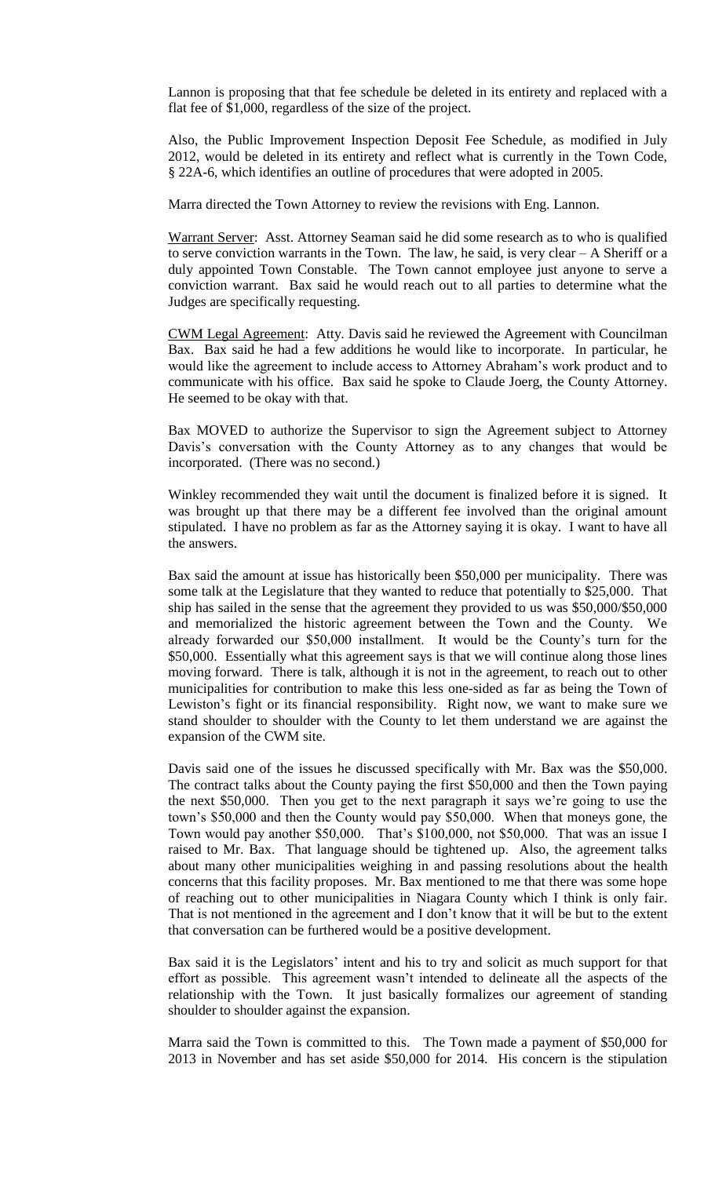Lannon is proposing that that fee schedule be deleted in its entirety and replaced with a flat fee of $1,000, regardless of the size of the project.

Also, the Public Improvement Inspection Deposit Fee Schedule, as modified in July 2012, would be deleted in its entirety and reflect what is currently in the Town Code, § 22A-6, which identifies an outline of procedures that were adopted in 2005.

Marra directed the Town Attorney to review the revisions with Eng. Lannon.

Warrant Server: Asst. Attorney Seaman said he did some research as to who is qualified to serve conviction warrants in the Town. The law, he said, is very clear – A Sheriff or a duly appointed Town Constable. The Town cannot employee just anyone to serve a conviction warrant. Bax said he would reach out to all parties to determine what the Judges are specifically requesting.

CWM Legal Agreement: Atty. Davis said he reviewed the Agreement with Councilman Bax. Bax said he had a few additions he would like to incorporate. In particular, he would like the agreement to include access to Attorney Abraham's work product and to communicate with his office. Bax said he spoke to Claude Joerg, the County Attorney. He seemed to be okay with that.

Bax MOVED to authorize the Supervisor to sign the Agreement subject to Attorney Davis's conversation with the County Attorney as to any changes that would be incorporated. (There was no second.)

Winkley recommended they wait until the document is finalized before it is signed. It was brought up that there may be a different fee involved than the original amount stipulated. I have no problem as far as the Attorney saying it is okay. I want to have all the answers.

Bax said the amount at issue has historically been $50,000 per municipality. There was some talk at the Legislature that they wanted to reduce that potentially to $25,000. That ship has sailed in the sense that the agreement they provided to us was $50,000/$50,000 and memorialized the historic agreement between the Town and the County. We already forwarded our $50,000 installment. It would be the County's turn for the $50,000. Essentially what this agreement says is that we will continue along those lines moving forward. There is talk, although it is not in the agreement, to reach out to other municipalities for contribution to make this less one-sided as far as being the Town of Lewiston's fight or its financial responsibility. Right now, we want to make sure we stand shoulder to shoulder with the County to let them understand we are against the expansion of the CWM site.

Davis said one of the issues he discussed specifically with Mr. Bax was the $50,000. The contract talks about the County paying the first $50,000 and then the Town paying the next $50,000. Then you get to the next paragraph it says we're going to use the town's $50,000 and then the County would pay $50,000. When that moneys gone, the Town would pay another $50,000. That's $100,000, not $50,000. That was an issue I raised to Mr. Bax. That language should be tightened up. Also, the agreement talks about many other municipalities weighing in and passing resolutions about the health concerns that this facility proposes. Mr. Bax mentioned to me that there was some hope of reaching out to other municipalities in Niagara County which I think is only fair. That is not mentioned in the agreement and I don't know that it will be but to the extent that conversation can be furthered would be a positive development.

Bax said it is the Legislators' intent and his to try and solicit as much support for that effort as possible. This agreement wasn't intended to delineate all the aspects of the relationship with the Town. It just basically formalizes our agreement of standing shoulder to shoulder against the expansion.

Marra said the Town is committed to this. The Town made a payment of $50,000 for 2013 in November and has set aside $50,000 for 2014. His concern is the stipulation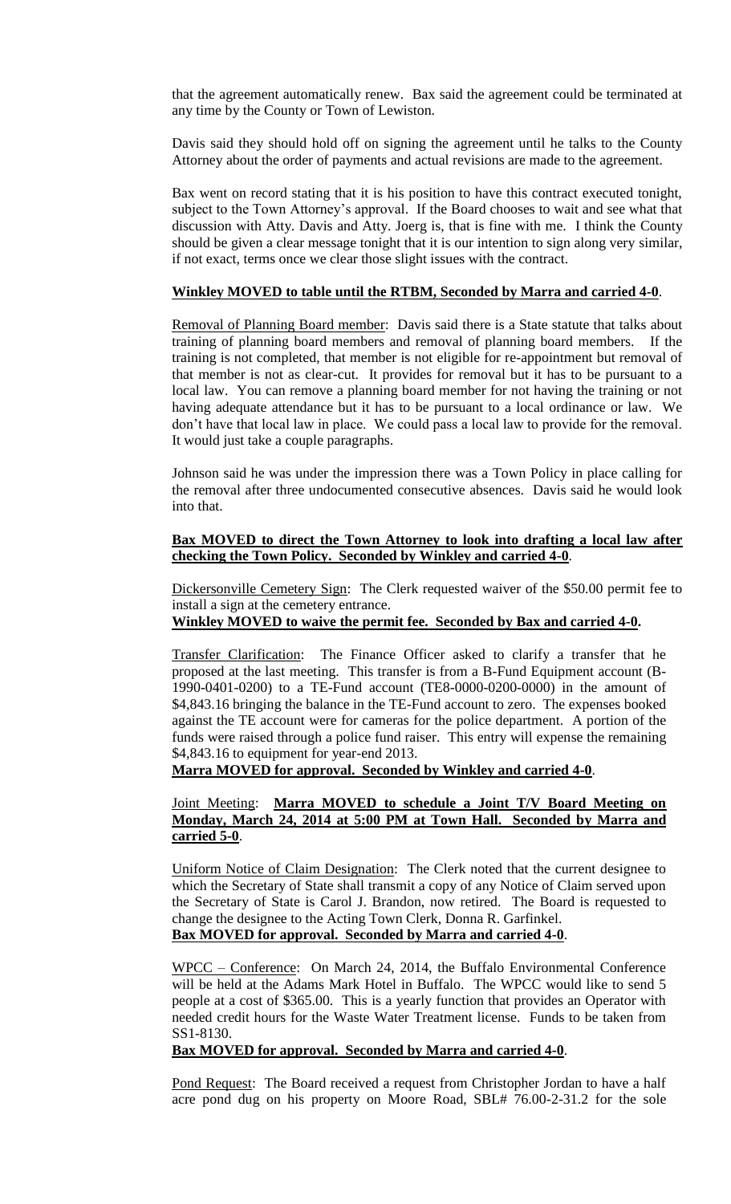that the agreement automatically renew. Bax said the agreement could be terminated at any time by the County or Town of Lewiston.

Davis said they should hold off on signing the agreement until he talks to the County Attorney about the order of payments and actual revisions are made to the agreement.

Bax went on record stating that it is his position to have this contract executed tonight, subject to the Town Attorney's approval. If the Board chooses to wait and see what that discussion with Atty. Davis and Atty. Joerg is, that is fine with me. I think the County should be given a clear message tonight that it is our intention to sign along very similar, if not exact, terms once we clear those slight issues with the contract.

**Winkley MOVED to table until the RTBM, Seconded by Marra and carried 4-0**.

Removal of Planning Board member: Davis said there is a State statute that talks about training of planning board members and removal of planning board members. If the training is not completed, that member is not eligible for re-appointment but removal of that member is not as clear-cut. It provides for removal but it has to be pursuant to a local law. You can remove a planning board member for not having the training or not having adequate attendance but it has to be pursuant to a local ordinance or law. We don't have that local law in place. We could pass a local law to provide for the removal. It would just take a couple paragraphs.

Johnson said he was under the impression there was a Town Policy in place calling for the removal after three undocumented consecutive absences. Davis said he would look into that.

**Bax MOVED to direct the Town Attorney to look into drafting a local law after checking the Town Policy. Seconded by Winkley and carried 4-0**.

Dickersonville Cemetery Sign: The Clerk requested waiver of the $50.00 permit fee to install a sign at the cemetery entrance.

**Winkley MOVED to waive the permit fee. Seconded by Bax and carried 4-0.**

Transfer Clarification: The Finance Officer asked to clarify a transfer that he proposed at the last meeting. This transfer is from a B-Fund Equipment account (B-1990-0401-0200) to a TE-Fund account (TE8-0000-0200-0000) in the amount of $4,843.16 bringing the balance in the TE-Fund account to zero. The expenses booked against the TE account were for cameras for the police department. A portion of the funds were raised through a police fund raiser. This entry will expense the remaining $4,843.16 to equipment for year-end 2013.

**Marra MOVED for approval. Seconded by Winkley and carried 4-0**.

Joint Meeting: **Marra MOVED to schedule a Joint T/V Board Meeting on Monday, March 24, 2014 at 5:00 PM at Town Hall. Seconded by Marra and carried 5-0**.

Uniform Notice of Claim Designation: The Clerk noted that the current designee to which the Secretary of State shall transmit a copy of any Notice of Claim served upon the Secretary of State is Carol J. Brandon, now retired. The Board is requested to change the designee to the Acting Town Clerk, Donna R. Garfinkel.

**Bax MOVED for approval. Seconded by Marra and carried 4-0**.

WPCC – Conference: On March 24, 2014, the Buffalo Environmental Conference will be held at the Adams Mark Hotel in Buffalo. The WPCC would like to send 5 people at a cost of $365.00. This is a yearly function that provides an Operator with needed credit hours for the Waste Water Treatment license. Funds to be taken from SS1-8130.

**Bax MOVED for approval. Seconded by Marra and carried 4-0**.

Pond Request: The Board received a request from Christopher Jordan to have a half acre pond dug on his property on Moore Road, SBL# 76.00-2-31.2 for the sole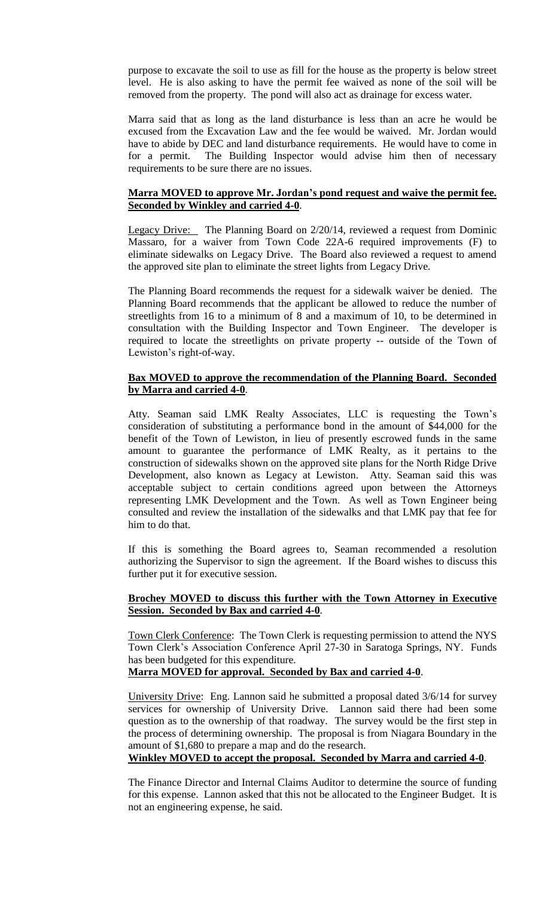purpose to excavate the soil to use as fill for the house as the property is below street level. He is also asking to have the permit fee waived as none of the soil will be removed from the property. The pond will also act as drainage for excess water.

Marra said that as long as the land disturbance is less than an acre he would be excused from the Excavation Law and the fee would be waived. Mr. Jordan would have to abide by DEC and land disturbance requirements. He would have to come in for a permit. The Building Inspector would advise him then of necessary requirements to be sure there are no issues.

**Marra MOVED to approve Mr. Jordan's pond request and waive the permit fee. Seconded by Winkley and carried 4-0**.

Legacy Drive: The Planning Board on 2/20/14, reviewed a request from Dominic Massaro, for a waiver from Town Code 22A-6 required improvements (F) to eliminate sidewalks on Legacy Drive. The Board also reviewed a request to amend the approved site plan to eliminate the street lights from Legacy Drive.

The Planning Board recommends the request for a sidewalk waiver be denied. The Planning Board recommends that the applicant be allowed to reduce the number of streetlights from 16 to a minimum of 8 and a maximum of 10, to be determined in consultation with the Building Inspector and Town Engineer. The developer is required to locate the streetlights on private property -- outside of the Town of Lewiston's right-of-way.

**Bax MOVED to approve the recommendation of the Planning Board. Seconded by Marra and carried 4-0**.

Atty. Seaman said LMK Realty Associates, LLC is requesting the Town's consideration of substituting a performance bond in the amount of $44,000 for the benefit of the Town of Lewiston, in lieu of presently escrowed funds in the same amount to guarantee the performance of LMK Realty, as it pertains to the construction of sidewalks shown on the approved site plans for the North Ridge Drive Development, also known as Legacy at Lewiston. Atty. Seaman said this was acceptable subject to certain conditions agreed upon between the Attorneys representing LMK Development and the Town. As well as Town Engineer being consulted and review the installation of the sidewalks and that LMK pay that fee for him to do that.

If this is something the Board agrees to, Seaman recommended a resolution authorizing the Supervisor to sign the agreement. If the Board wishes to discuss this further put it for executive session.

**Brochey MOVED to discuss this further with the Town Attorney in Executive Session. Seconded by Bax and carried 4-0**.

Town Clerk Conference: The Town Clerk is requesting permission to attend the NYS Town Clerk's Association Conference April 27-30 in Saratoga Springs, NY. Funds has been budgeted for this expenditure.

**Marra MOVED for approval. Seconded by Bax and carried 4-0**.

University Drive: Eng. Lannon said he submitted a proposal dated 3/6/14 for survey services for ownership of University Drive. Lannon said there had been some question as to the ownership of that roadway. The survey would be the first step in the process of determining ownership. The proposal is from Niagara Boundary in the amount of $1,680 to prepare a map and do the research.

**Winkley MOVED to accept the proposal. Seconded by Marra and carried 4-0**.

The Finance Director and Internal Claims Auditor to determine the source of funding for this expense. Lannon asked that this not be allocated to the Engineer Budget. It is not an engineering expense, he said.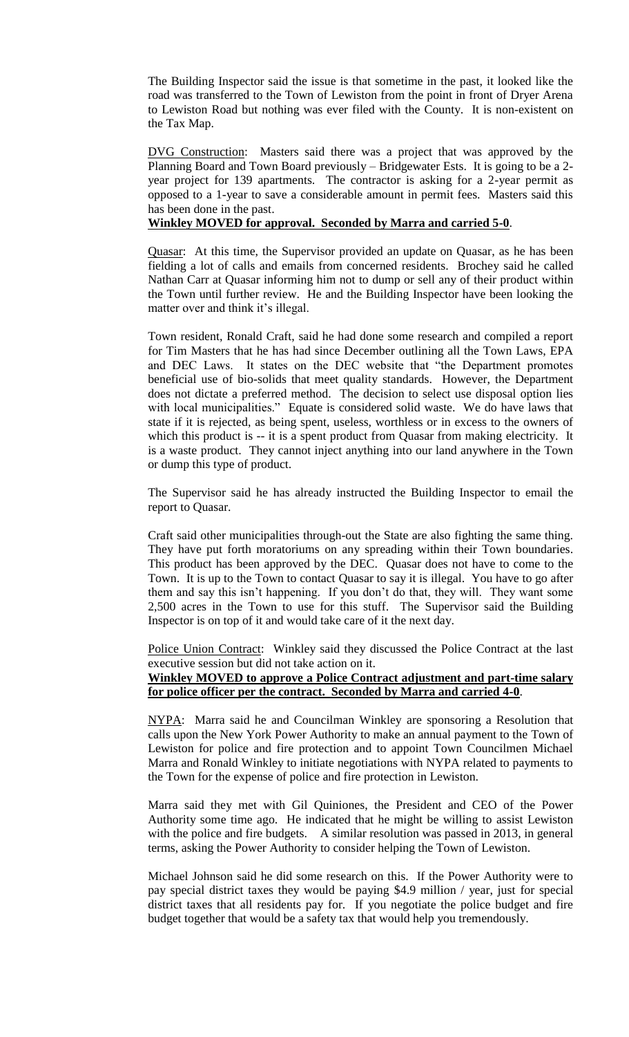The Building Inspector said the issue is that sometime in the past, it looked like the road was transferred to the Town of Lewiston from the point in front of Dryer Arena to Lewiston Road but nothing was ever filed with the County. It is non-existent on the Tax Map.

DVG Construction: Masters said there was a project that was approved by the Planning Board and Town Board previously – Bridgewater Ests. It is going to be a 2-year project for 139 apartments. The contractor is asking for a 2-year permit as opposed to a 1-year to save a considerable amount in permit fees. Masters said this has been done in the past.

**Winkley MOVED for approval. Seconded by Marra and carried 5-0**.

Quasar: At this time, the Supervisor provided an update on Quasar, as he has been fielding a lot of calls and emails from concerned residents. Brochey said he called Nathan Carr at Quasar informing him not to dump or sell any of their product within the Town until further review. He and the Building Inspector have been looking the matter over and think it's illegal.

Town resident, Ronald Craft, said he had done some research and compiled a report for Tim Masters that he has had since December outlining all the Town Laws, EPA and DEC Laws. It states on the DEC website that "the Department promotes beneficial use of bio-solids that meet quality standards. However, the Department does not dictate a preferred method. The decision to select use disposal option lies with local municipalities." Equate is considered solid waste. We do have laws that state if it is rejected, as being spent, useless, worthless or in excess to the owners of which this product is -- it is a spent product from Quasar from making electricity. It is a waste product. They cannot inject anything into our land anywhere in the Town or dump this type of product.

The Supervisor said he has already instructed the Building Inspector to email the report to Quasar.

Craft said other municipalities through-out the State are also fighting the same thing. They have put forth moratoriums on any spreading within their Town boundaries. This product has been approved by the DEC. Quasar does not have to come to the Town. It is up to the Town to contact Quasar to say it is illegal. You have to go after them and say this isn't happening. If you don't do that, they will. They want some 2,500 acres in the Town to use for this stuff. The Supervisor said the Building Inspector is on top of it and would take care of it the next day.

Police Union Contract: Winkley said they discussed the Police Contract at the last executive session but did not take action on it.

**Winkley MOVED to approve a Police Contract adjustment and part-time salary for police officer per the contract. Seconded by Marra and carried 4-0**.

NYPA: Marra said he and Councilman Winkley are sponsoring a Resolution that calls upon the New York Power Authority to make an annual payment to the Town of Lewiston for police and fire protection and to appoint Town Councilmen Michael Marra and Ronald Winkley to initiate negotiations with NYPA related to payments to the Town for the expense of police and fire protection in Lewiston.

Marra said they met with Gil Quiniones, the President and CEO of the Power Authority some time ago. He indicated that he might be willing to assist Lewiston with the police and fire budgets. A similar resolution was passed in 2013, in general terms, asking the Power Authority to consider helping the Town of Lewiston.

Michael Johnson said he did some research on this. If the Power Authority were to pay special district taxes they would be paying $4.9 million / year, just for special district taxes that all residents pay for. If you negotiate the police budget and fire budget together that would be a safety tax that would help you tremendously.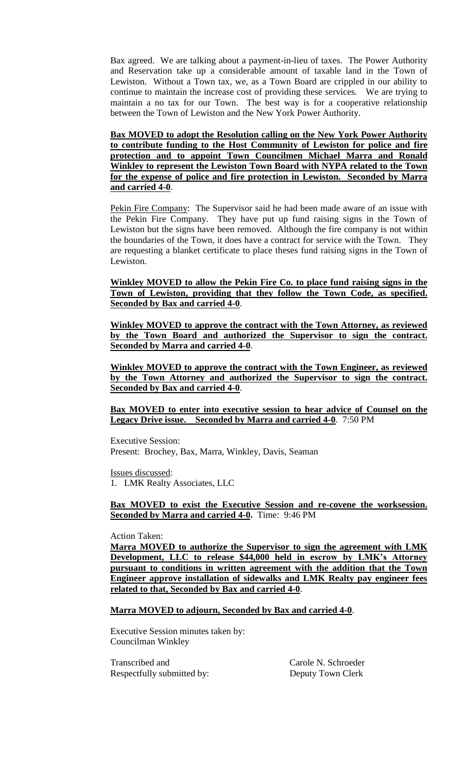Bax agreed. We are talking about a payment-in-lieu of taxes. The Power Authority and Reservation take up a considerable amount of taxable land in the Town of Lewiston. Without a Town tax, we, as a Town Board are crippled in our ability to continue to maintain the increase cost of providing these services. We are trying to maintain a no tax for our Town. The best way is for a cooperative relationship between the Town of Lewiston and the New York Power Authority.

**Bax MOVED to adopt the Resolution calling on the New York Power Authority to contribute funding to the Host Community of Lewiston for police and fire protection and to appoint Town Councilmen Michael Marra and Ronald Winkley to represent the Lewiston Town Board with NYPA related to the Town for the expense of police and fire protection in Lewiston. Seconded by Marra and carried 4-0**.

Pekin Fire Company: The Supervisor said he had been made aware of an issue with the Pekin Fire Company. They have put up fund raising signs in the Town of Lewiston but the signs have been removed. Although the fire company is not within the boundaries of the Town, it does have a contract for service with the Town. They are requesting a blanket certificate to place theses fund raising signs in the Town of Lewiston.

**Winkley MOVED to allow the Pekin Fire Co. to place fund raising signs in the Town of Lewiston, providing that they follow the Town Code, as specified. Seconded by Bax and carried 4-0**.

**Winkley MOVED to approve the contract with the Town Attorney, as reviewed by the Town Board and authorized the Supervisor to sign the contract. Seconded by Marra and carried 4-0**.

**Winkley MOVED to approve the contract with the Town Engineer, as reviewed by the Town Attorney and authorized the Supervisor to sign the contract. Seconded by Bax and carried 4-0**.

**Bax MOVED to enter into executive session to hear advice of Counsel on the Legacy Drive issue. Seconded by Marra and carried 4-0**. 7:50 PM

Executive Session:
Present: Brochey, Bax, Marra, Winkley, Davis, Seaman

Issues discussed:
1. LMK Realty Associates, LLC

**Bax MOVED to exist the Executive Session and re-covene the worksession. Seconded by Marra and carried 4-0.** Time: 9:46 PM

Action Taken:
**Marra MOVED to authorize the Supervisor to sign the agreement with LMK Development, LLC to release $44,000 held in escrow by LMK's Attorney pursuant to conditions in written agreement with the addition that the Town Engineer approve installation of sidewalks and LMK Realty pay engineer fees related to that, Seconded by Bax and carried 4-0**.

**Marra MOVED to adjourn, Seconded by Bax and carried 4-0**.

Executive Session minutes taken by:
Councilman Winkley

Transcribed and Respectfully submitted by: Carole N. Schroeder, Deputy Town Clerk